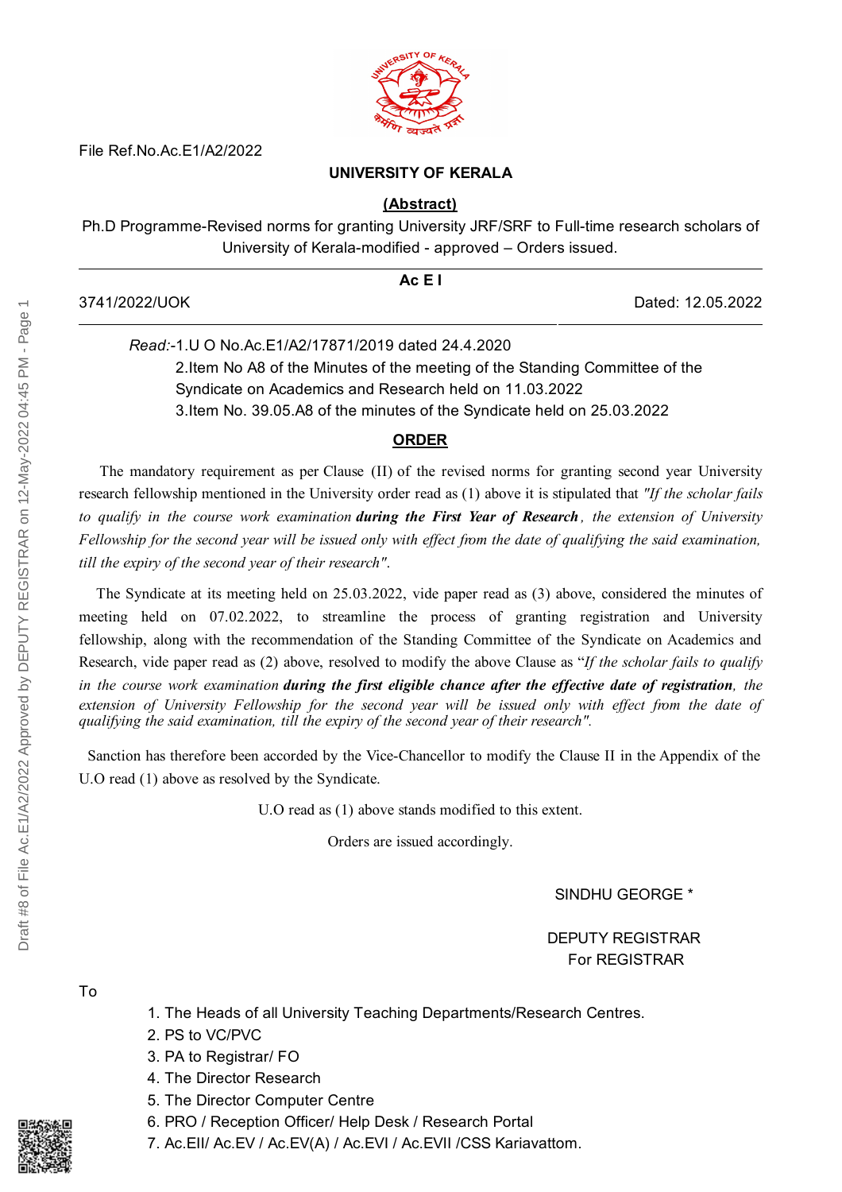File Ref.No.Ac.E1/A2/2022

**UNIVERSITY OF KERALA**

**(Abstract)**

Ph.D Programme-Revised norms for granting University JRF/SRF to Full-time research scholars of University of Kerala-modified - approved – Orders issued.

---

**Ac E I**

3741/2022/UOK Dated: 12.05.2022

---

*Read:*-1.U O No.Ac.E1/A2/17871/2019 dated 24.4.2020

2.Item No A8 of the Minutes of the meeting of the Standing Committee of the Syndicate on Academics and Research held on 11.03.2022

3.Item No. 39.05.A8 of the minutes of the Syndicate held on 25.03.2022

**ORDER**

The mandatory requirement as per Clause (II) of the revised norms for granting second year University research fellowship mentioned in the University order read as (1) above it is stipulated that *"If the scholar fails to qualify in the course work examination **during the First Year of Research**, the extension of University Fellowship for the second year will be issued only with effect from the date of qualifying the said examination, till the expiry of the second year of their research".*

The Syndicate at its meeting held on 25.03.2022, vide paper read as (3) above, considered the minutes of meeting held on 07.02.2022, to streamline the process of granting registration and University fellowship, along with the recommendation of the Standing Committee of the Syndicate on Academics and Research, vide paper read as (2) above, resolved to modify the above Clause as *"If the scholar fails to qualify in the course work examination **during the first eligible chance after the effective date of registration**, the extension of University Fellowship for the second year will be issued only with effect from the date of qualifying the said examination, till the expiry of the second year of their research".*

Sanction has therefore been accorded by the Vice-Chancellor to modify the Clause II in the Appendix of the U.O read (1) above as resolved by the Syndicate.

U.O read as (1) above stands modified to this extent.

Orders are issued accordingly.

SINDHU GEORGE *

DEPUTY REGISTRAR
For REGISTRAR

To

1. The Heads of all University Teaching Departments/Research Centres.
2. PS to VC/PVC
3. PA to Registrar/ FO
4. The Director Research
5. The Director Computer Centre
6. PRO / Reception Officer/ Help Desk / Research Portal
7. Ac.EII/ Ac.EV / Ac.EV(A) / Ac.EVI / Ac.EVII /CSS Kariavattom.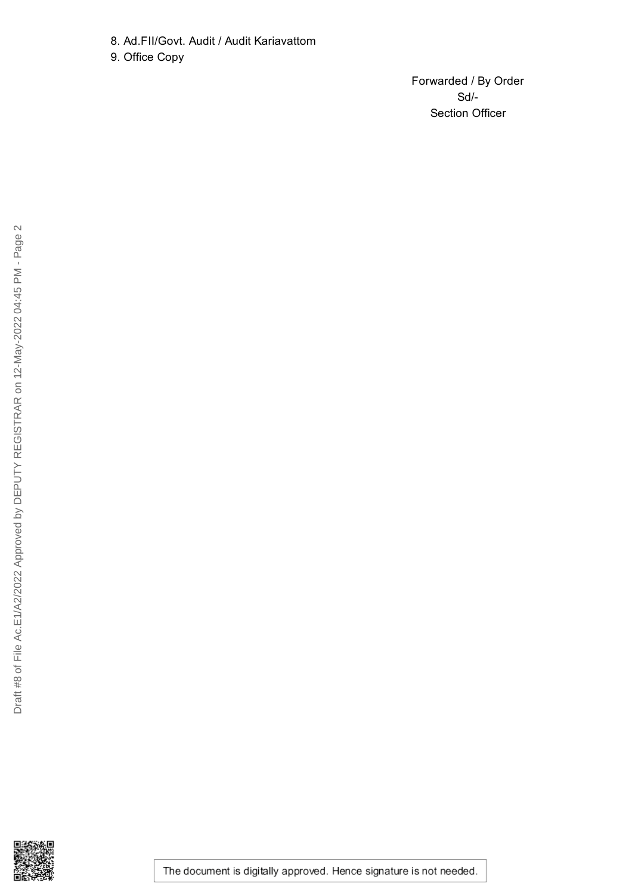8. Ad.FII/Govt. Audit / Audit Kariavattom
9. Office Copy

Forwarded / By Order
Sd/-
Section Officer

Draft #8 of File Ac.E1/A2/2022 Approved by DEPUTY REGISTRAR on 12-May-2022 04:45 PM - Page 2

The document is digitally approved. Hence signature is not needed.